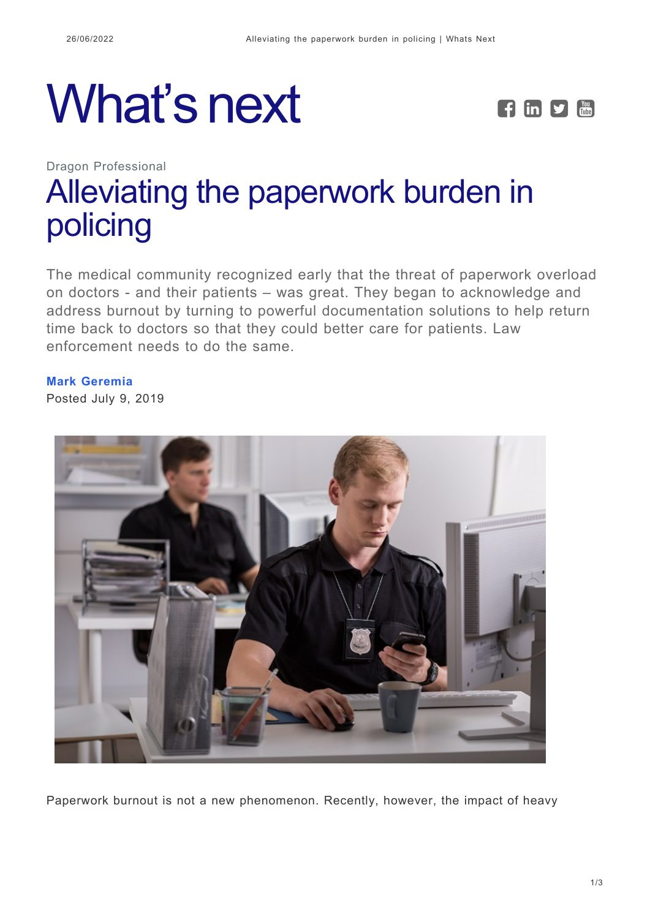# What's next

Dragon Professional

## Alleviating the paperwork burden in policing

The medical community recognized early that the threat of paperwork overload on doctors - and their patients – was great. They began to acknowledge and address burnout by turning to powerful documentation solutions to help return time back to doctors so that they could better care for patients. Law enforcement needs to do the same.

**Mark Geremia**
Posted July 9, 2019

Paperwork burnout is not a new phenomenon. Recently, however, the impact of heavy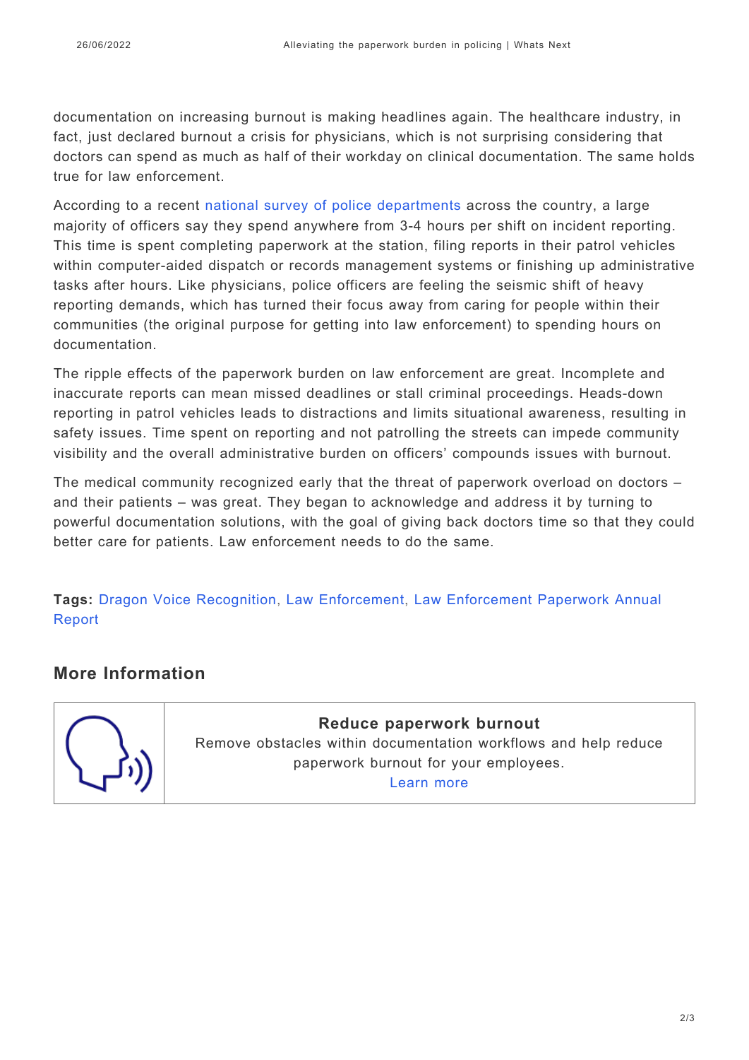documentation on increasing burnout is making headlines again. The healthcare industry, in fact, just declared burnout a crisis for physicians, which is not surprising considering that doctors can spend as much as half of their workday on clinical documentation. The same holds true for law enforcement.

According to a recent national survey of police departments across the country, a large majority of officers say they spend anywhere from 3-4 hours per shift on incident reporting. This time is spent completing paperwork at the station, filing reports in their patrol vehicles within computer-aided dispatch or records management systems or finishing up administrative tasks after hours. Like physicians, police officers are feeling the seismic shift of heavy reporting demands, which has turned their focus away from caring for people within their communities (the original purpose for getting into law enforcement) to spending hours on documentation.

The ripple effects of the paperwork burden on law enforcement are great. Incomplete and inaccurate reports can mean missed deadlines or stall criminal proceedings. Heads-down reporting in patrol vehicles leads to distractions and limits situational awareness, resulting in safety issues. Time spent on reporting and not patrolling the streets can impede community visibility and the overall administrative burden on officers' compounds issues with burnout.

The medical community recognized early that the threat of paperwork overload on doctors – and their patients – was great. They began to acknowledge and address it by turning to powerful documentation solutions, with the goal of giving back doctors time so that they could better care for patients. Law enforcement needs to do the same.

**Tags:** Dragon Voice Recognition, Law Enforcement, Law Enforcement Paperwork Annual Report

## More Information

**Reduce paperwork burnout**

Remove obstacles within documentation workflows and help reduce paperwork burnout for your employees.

Learn more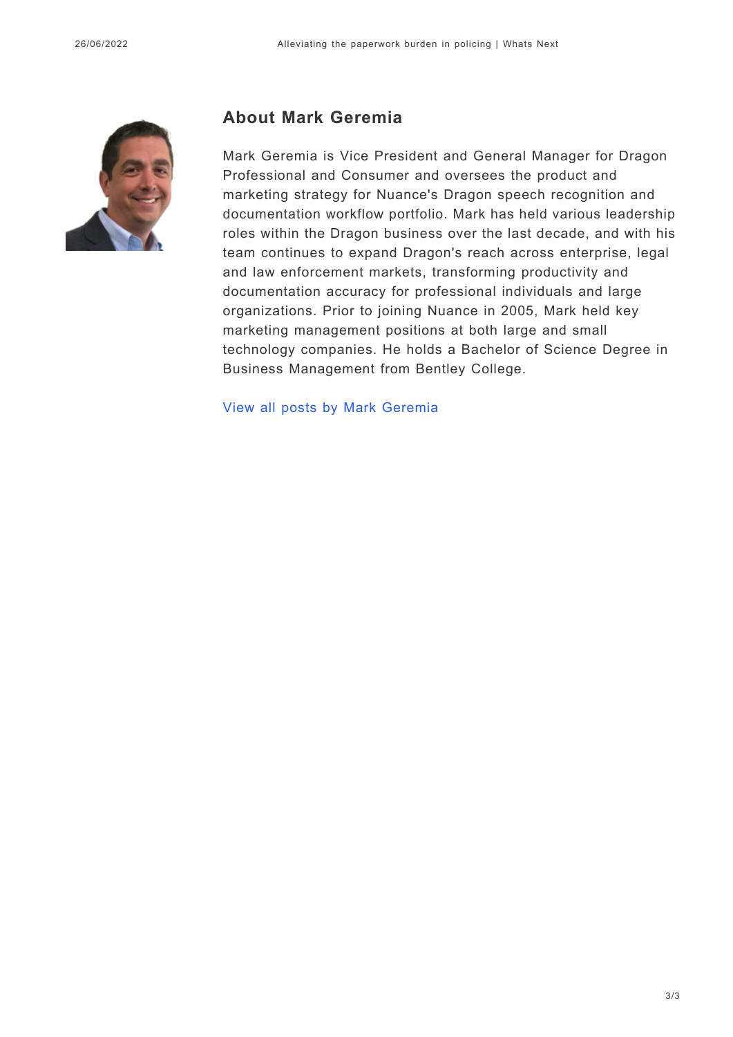### About Mark Geremia

Mark Geremia is Vice President and General Manager for Dragon Professional and Consumer and oversees the product and marketing strategy for Nuance's Dragon speech recognition and documentation workflow portfolio. Mark has held various leadership roles within the Dragon business over the last decade, and with his team continues to expand Dragon's reach across enterprise, legal and law enforcement markets, transforming productivity and documentation accuracy for professional individuals and large organizations. Prior to joining Nuance in 2005, Mark held key marketing management positions at both large and small technology companies. He holds a Bachelor of Science Degree in Business Management from Bentley College.

View all posts by Mark Geremia